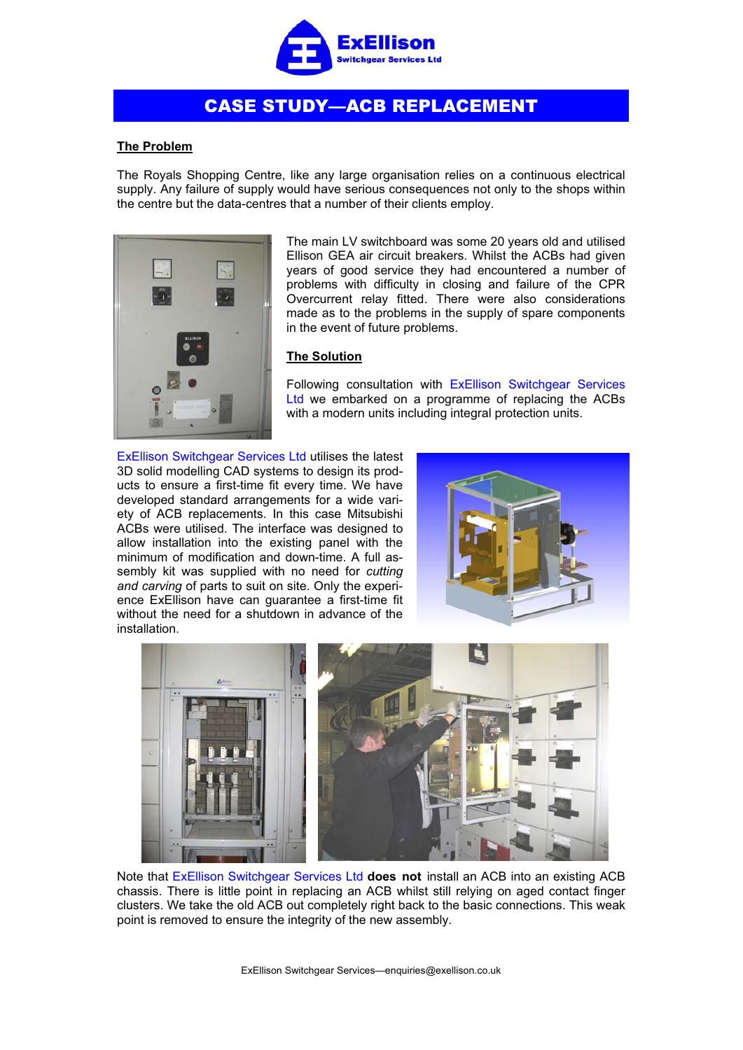ExEllison
Switchgear Services Ltd

# CASE STUDY—ACB REPLACEMENT

## The Problem

The Royals Shopping Centre, like any large organisation relies on a continuous electrical supply. Any failure of supply would have serious consequences not only to the shops within the centre but the data-centres that a number of their clients employ.

The main LV switchboard was some 20 years old and utilised Ellison GEA air circuit breakers. Whilst the ACBs had given years of good service they had encountered a number of problems with difficulty in closing and failure of the CPR Overcurrent relay fitted. There were also considerations made as to the problems in the supply of spare components in the event of future problems.

## The Solution

Following consultation with ExEllison Switchgear Services Ltd we embarked on a programme of replacing the ACBs with a modern units including integral protection units.

ExEllison Switchgear Services Ltd utilises the latest 3D solid modelling CAD systems to design its products to ensure a first-time fit every time. We have developed standard arrangements for a wide variety of ACB replacements. In this case Mitsubishi ACBs were utilised. The interface was designed to allow installation into the existing panel with the minimum of modification and down-time. A full assembly kit was supplied with no need for *cutting and carving* of parts to suit on site. Only the experience ExEllison have can guarantee a first-time fit without the need for a shutdown in advance of the installation.

Note that ExEllison Switchgear Services Ltd **does not** install an ACB into an existing ACB chassis. There is little point in replacing an ACB whilst still relying on aged contact finger clusters. We take the old ACB out completely right back to the basic connections. This weak point is removed to ensure the integrity of the new assembly.

ExEllison Switchgear Services—enquiries@exellison.co.uk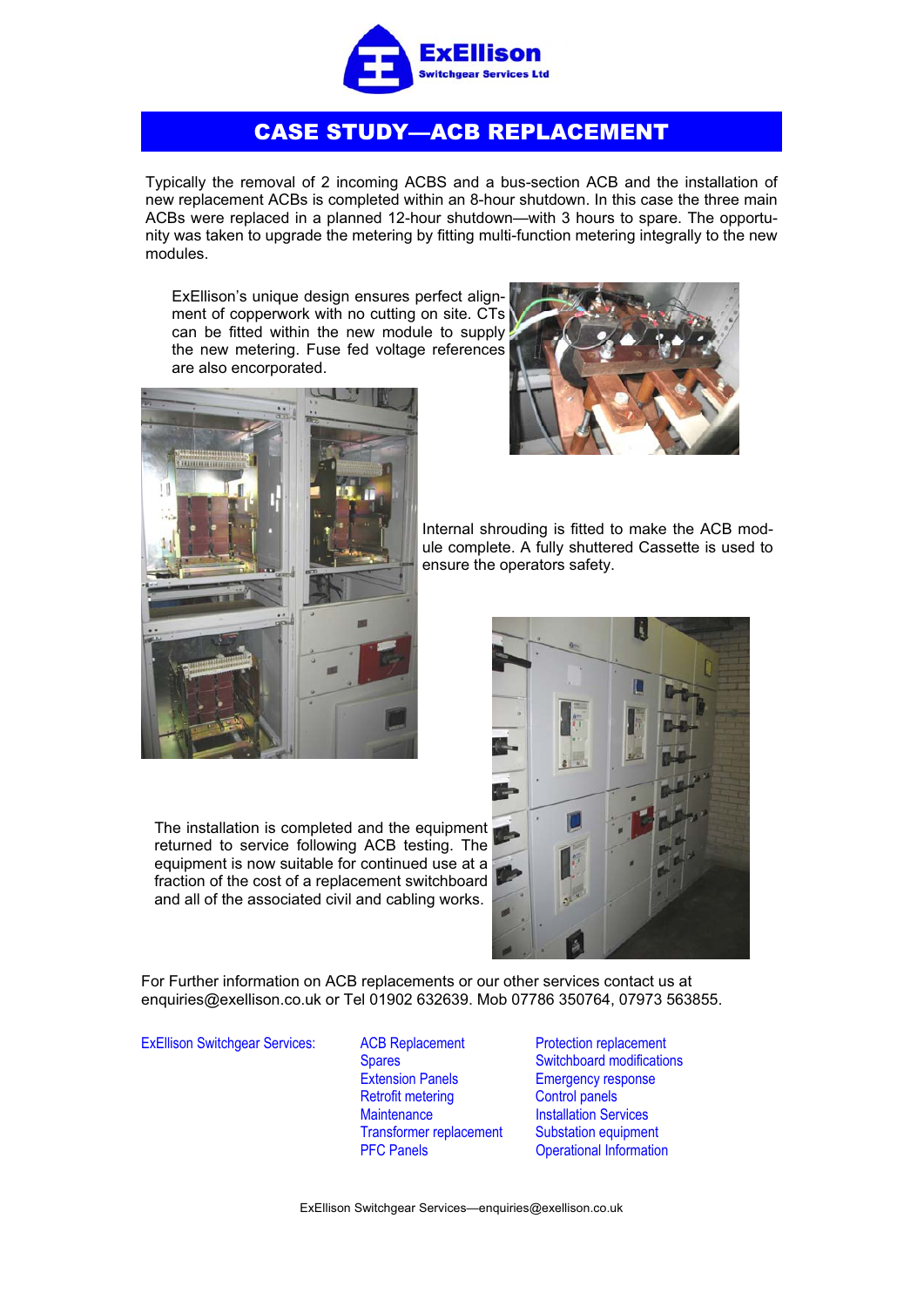ExEllison
Switchgear Services Ltd

# CASE STUDY—ACB REPLACEMENT

Typically the removal of 2 incoming ACBS and a bus-section ACB and the installation of new replacement ACBs is completed within an 8-hour shutdown. In this case the three main ACBs were replaced in a planned 12-hour shutdown—with 3 hours to spare. The opportunity was taken to upgrade the metering by fitting multi-function metering integrally to the new modules.

ExEllison's unique design ensures perfect alignment of copperwork with no cutting on site. CTs can be fitted within the new module to supply the new metering. Fuse fed voltage references are also encorporated.

Internal shrouding is fitted to make the ACB module complete. A fully shuttered Cassette is used to ensure the operators safety.

The installation is completed and the equipment returned to service following ACB testing. The equipment is now suitable for continued use at a fraction of the cost of a replacement switchboard and all of the associated civil and cabling works.

For Further information on ACB replacements or our other services contact us at enquiries@exellison.co.uk or Tel 01902 632639. Mob 07786 350764, 07973 563855.

ExEllison Switchgear Services:

- ACB Replacement
- Spares
- Extension Panels
- Retrofit metering
- Maintenance
- Transformer replacement
- PFC Panels
- Protection replacement
- Switchboard modifications
- Emergency response
- Control panels
- Installation Services
- Substation equipment
- Operational Information

ExEllison Switchgear Services—enquiries@exellison.co.uk